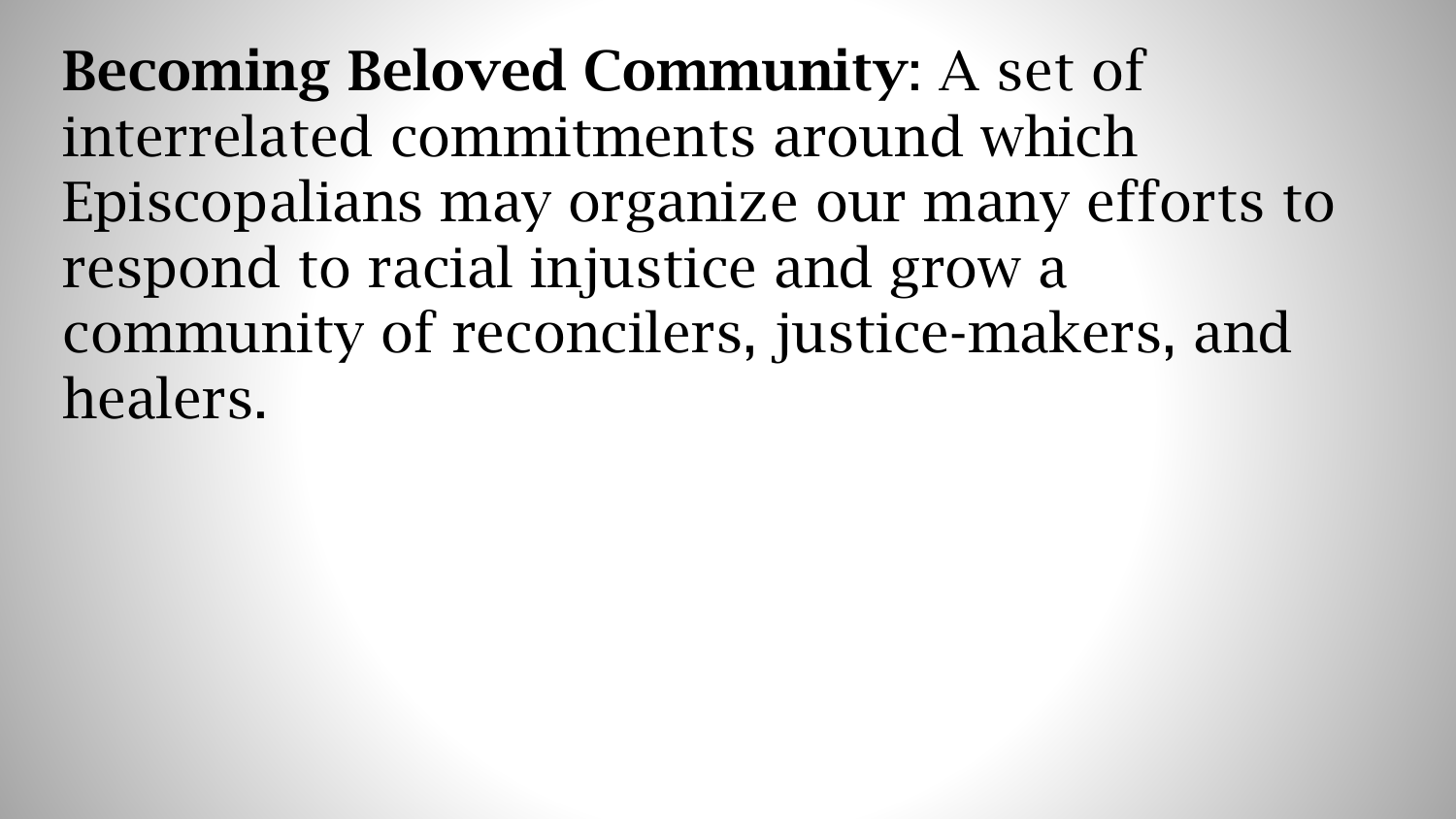**Becoming Beloved Community**: A set of interrelated commitments around which Episcopalians may organize our many efforts to respond to racial injustice and grow a community of reconcilers, justice-makers, and healers.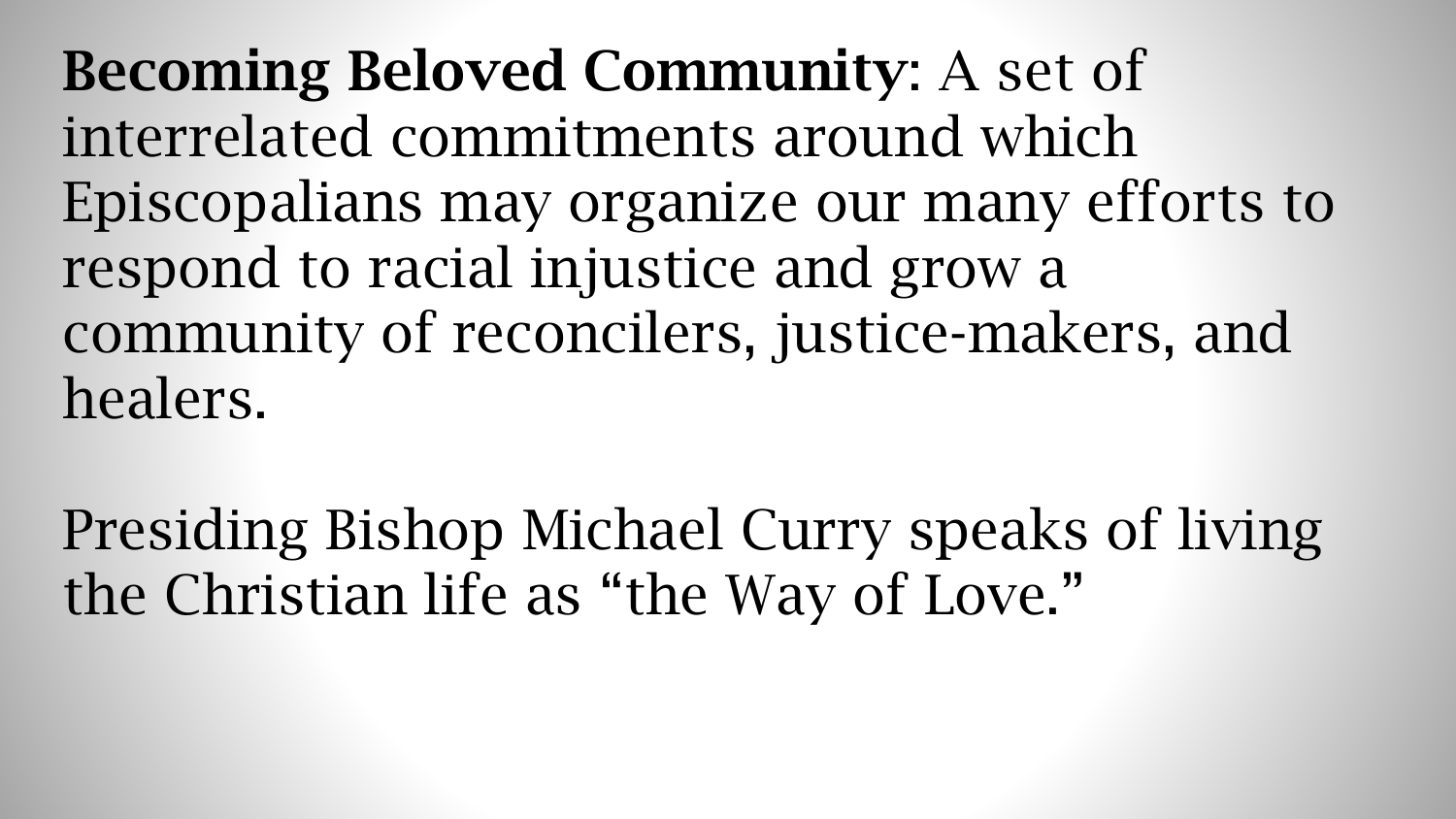**Becoming Beloved Community**: A set of interrelated commitments around which Episcopalians may organize our many efforts to respond to racial injustice and grow a community of reconcilers, justice-makers, and healers.

Presiding Bishop Michael Curry speaks of living the Christian life as "the Way of Love."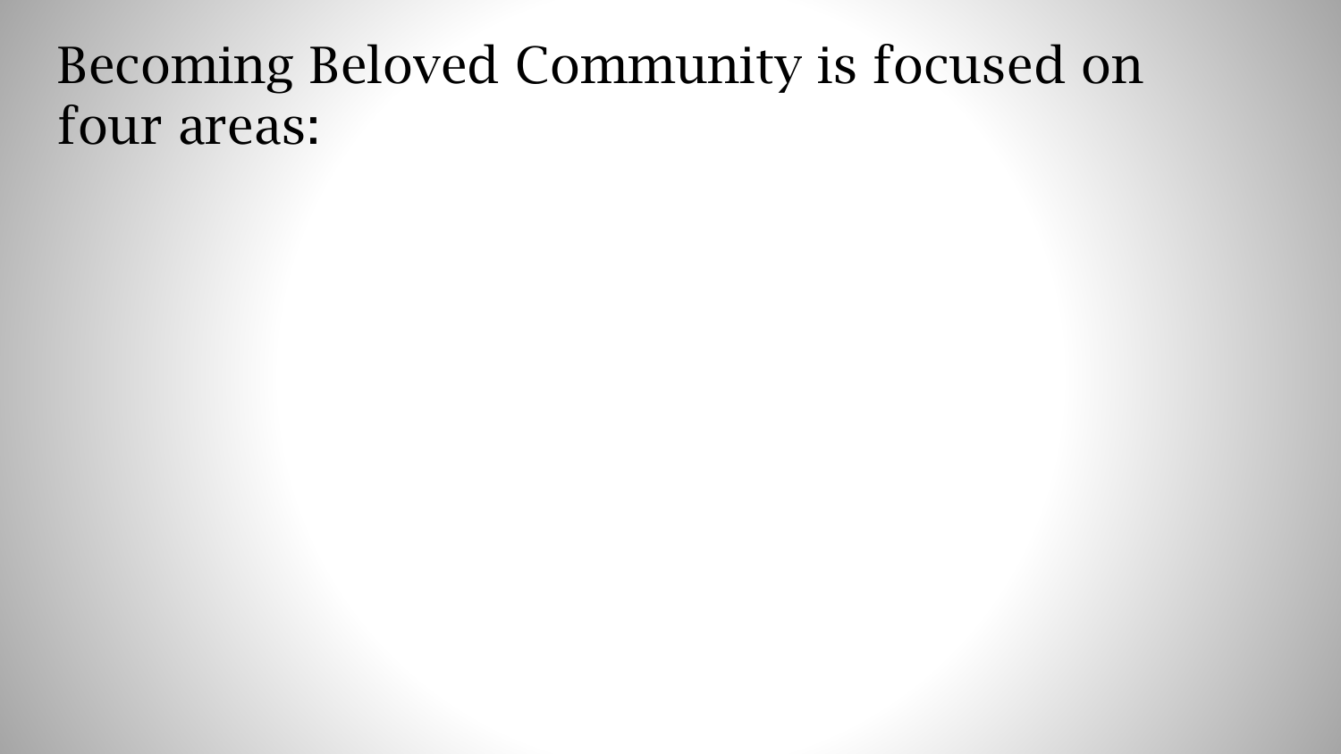# Becoming Beloved Community is focused on four areas: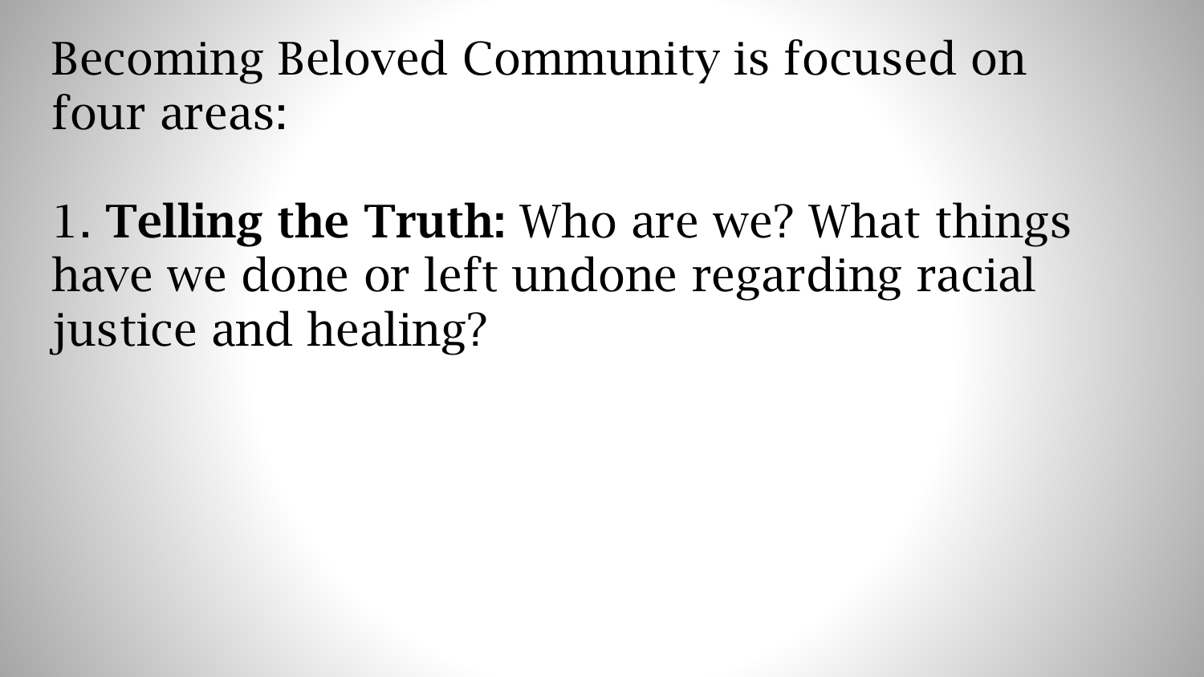Becoming Beloved Community is focused on four areas:

1. **Telling the Truth:** Who are we? What things have we done or left undone regarding racial justice and healing?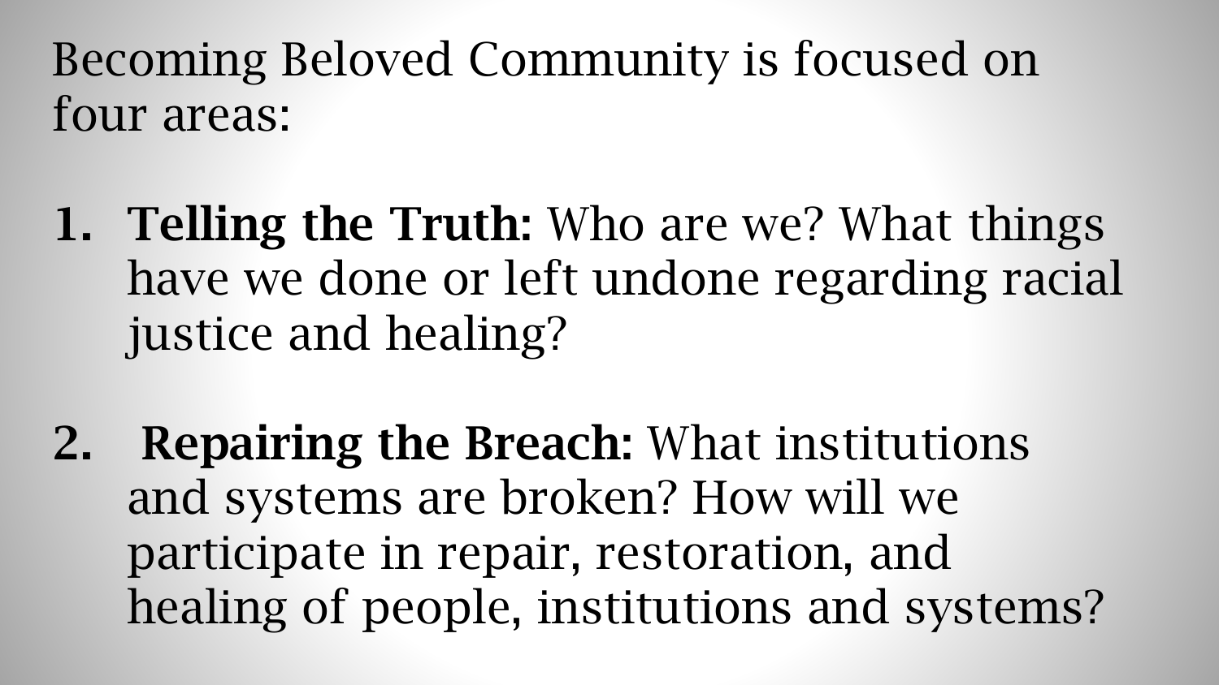Becoming Beloved Community is focused on four areas:

1. **Telling the Truth:** Who are we? What things have we done or left undone regarding racial justice and healing?

2. **Repairing the Breach:** What institutions and systems are broken? How will we participate in repair, restoration, and healing of people, institutions and systems?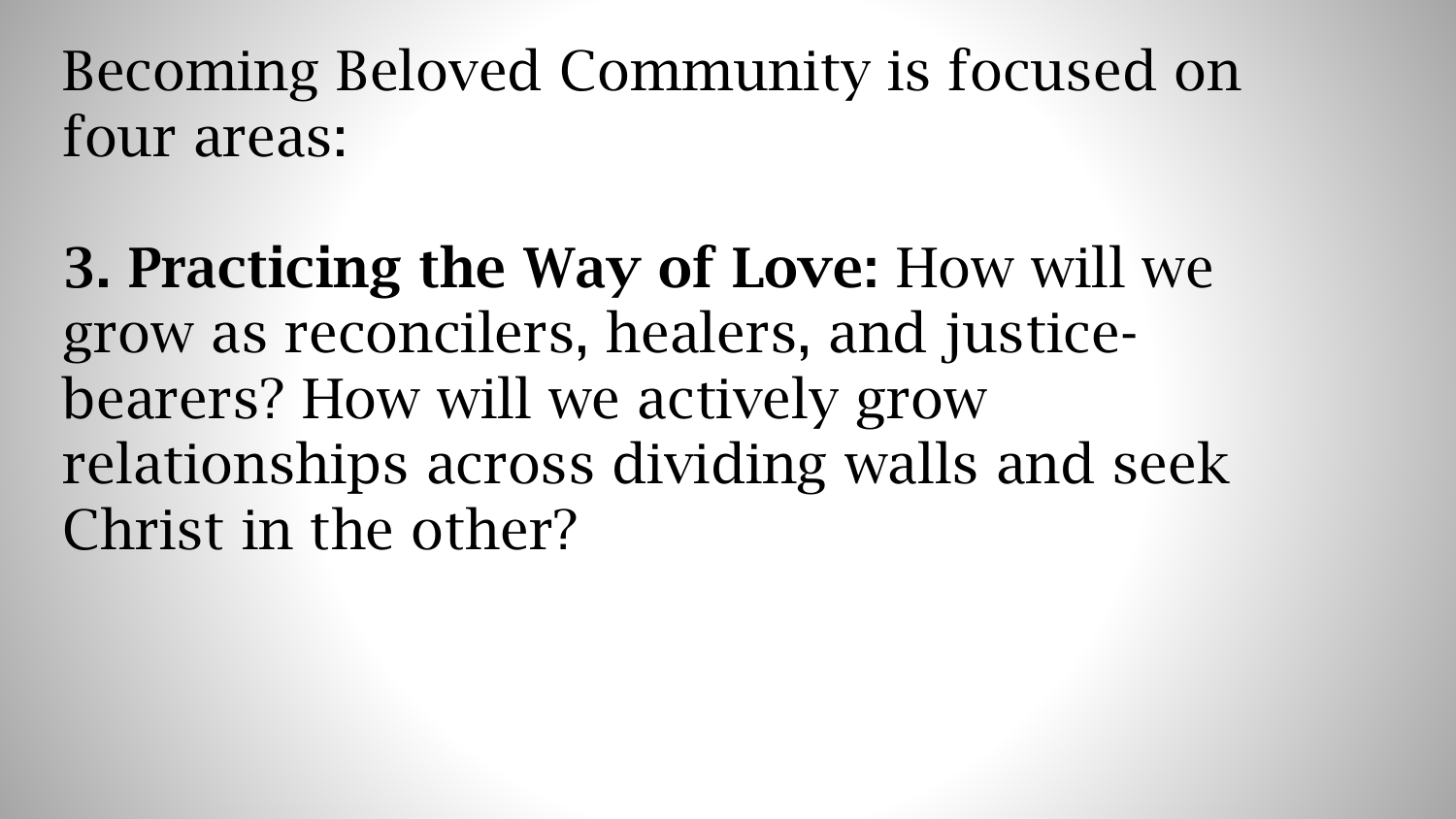Becoming Beloved Community is focused on four areas:

**3. Practicing the Way of Love:** How will we grow as reconcilers, healers, and justice-bearers? How will we actively grow relationships across dividing walls and seek Christ in the other?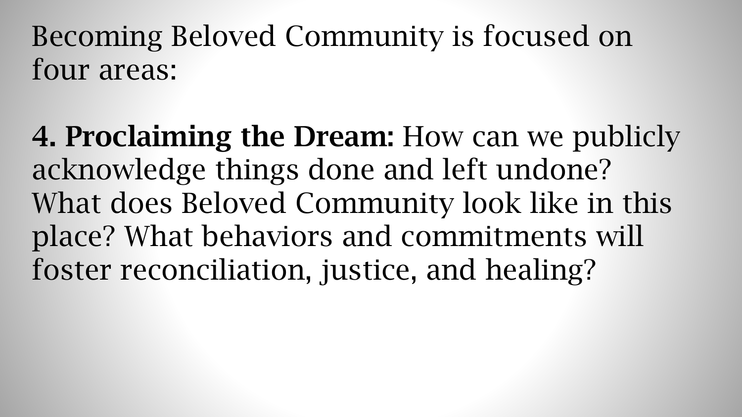Becoming Beloved Community is focused on four areas:

**4. Proclaiming the Dream:** How can we publicly acknowledge things done and left undone? What does Beloved Community look like in this place? What behaviors and commitments will foster reconciliation, justice, and healing?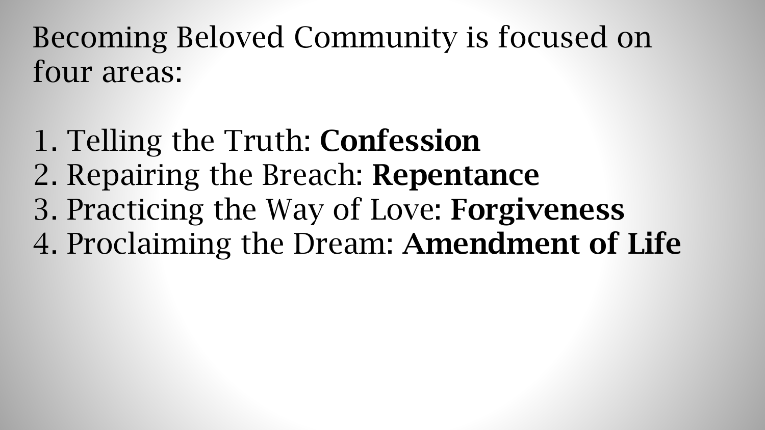Becoming Beloved Community is focused on four areas:

1. Telling the Truth: **Confession**
2. Repairing the Breach: **Repentance**
3. Practicing the Way of Love: **Forgiveness**
4. Proclaiming the Dream: **Amendment of Life**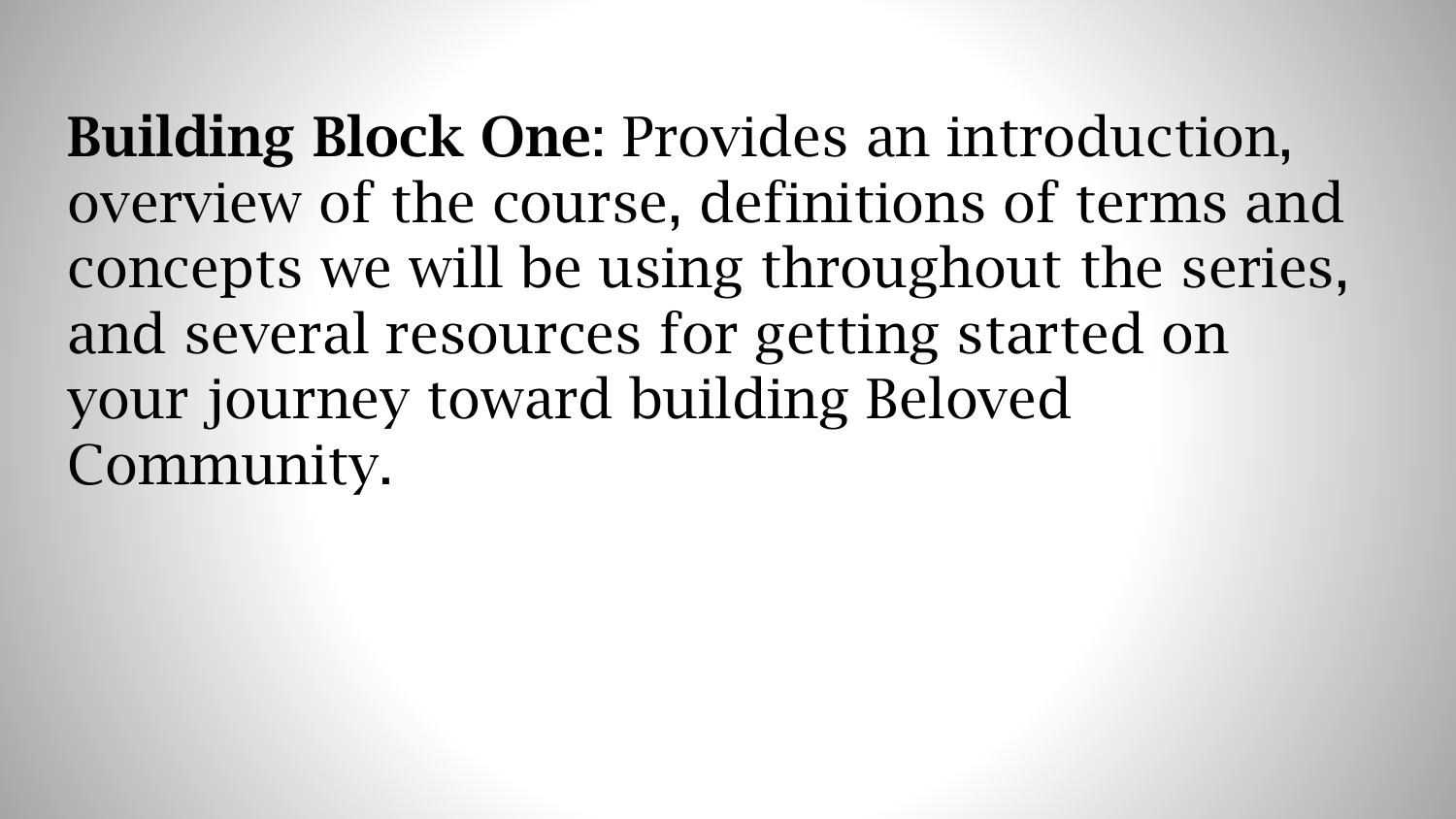**Building Block One**: Provides an introduction, overview of the course, definitions of terms and concepts we will be using throughout the series, and several resources for getting started on your journey toward building Beloved Community.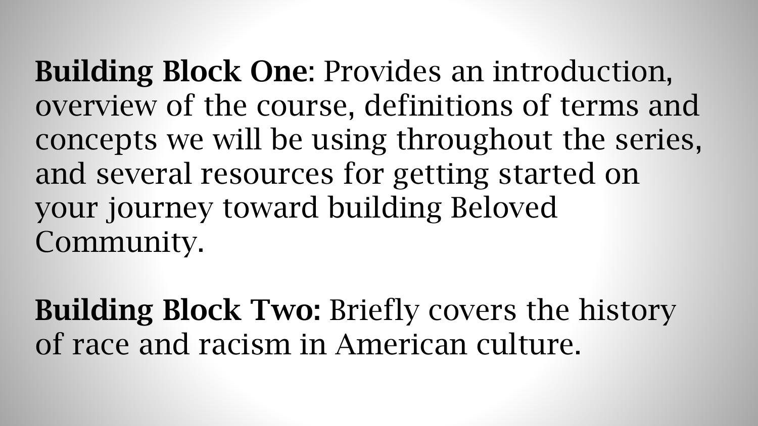**Building Block One**: Provides an introduction, overview of the course, definitions of terms and concepts we will be using throughout the series, and several resources for getting started on your journey toward building Beloved Community.

**Building Block Two:** Briefly covers the history of race and racism in American culture.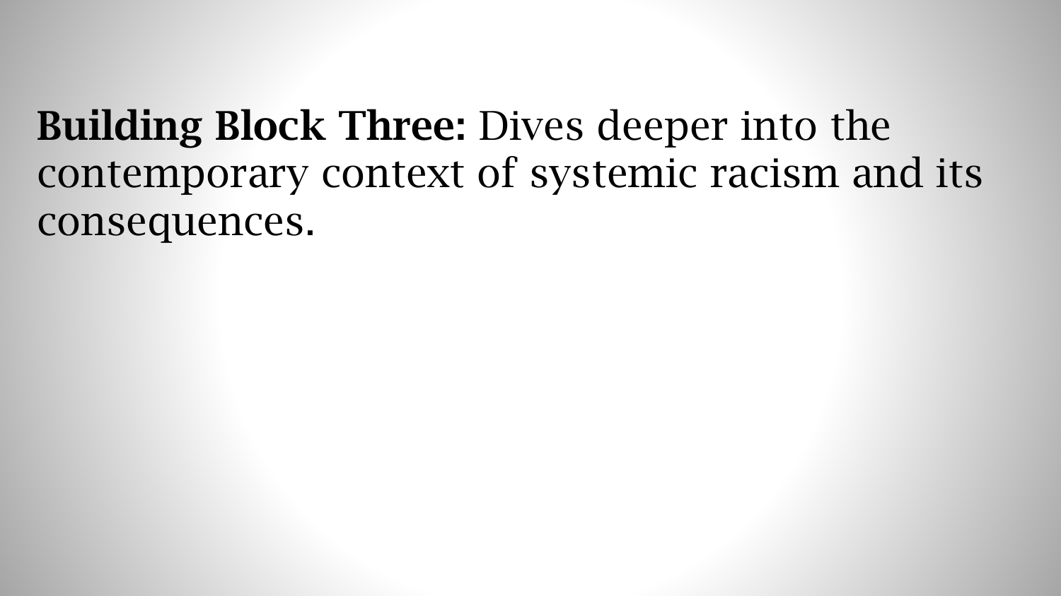**Building Block Three:** Dives deeper into the contemporary context of systemic racism and its consequences.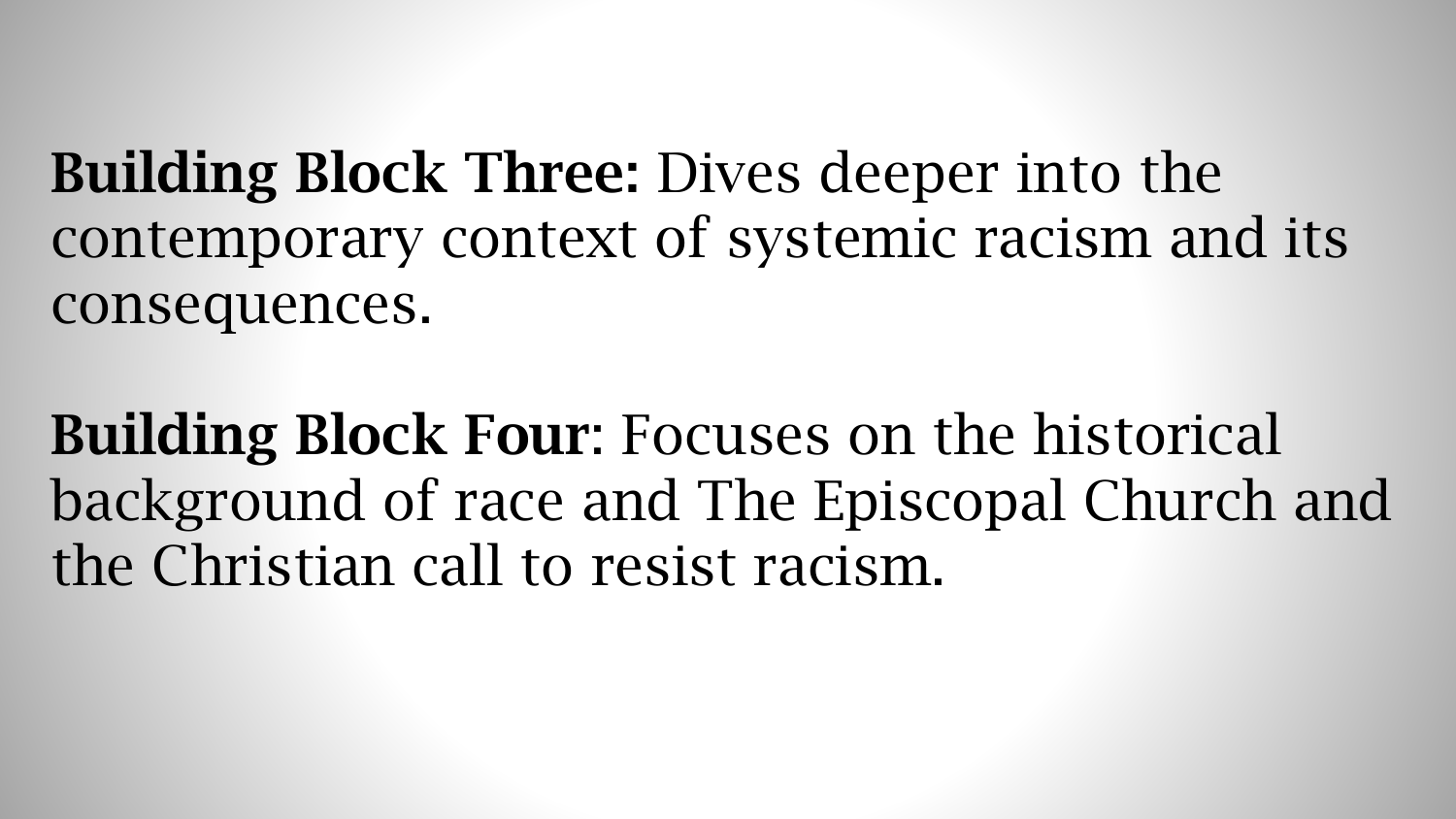**Building Block Three:** Dives deeper into the contemporary context of systemic racism and its consequences.

**Building Block Four**: Focuses on the historical background of race and The Episcopal Church and the Christian call to resist racism.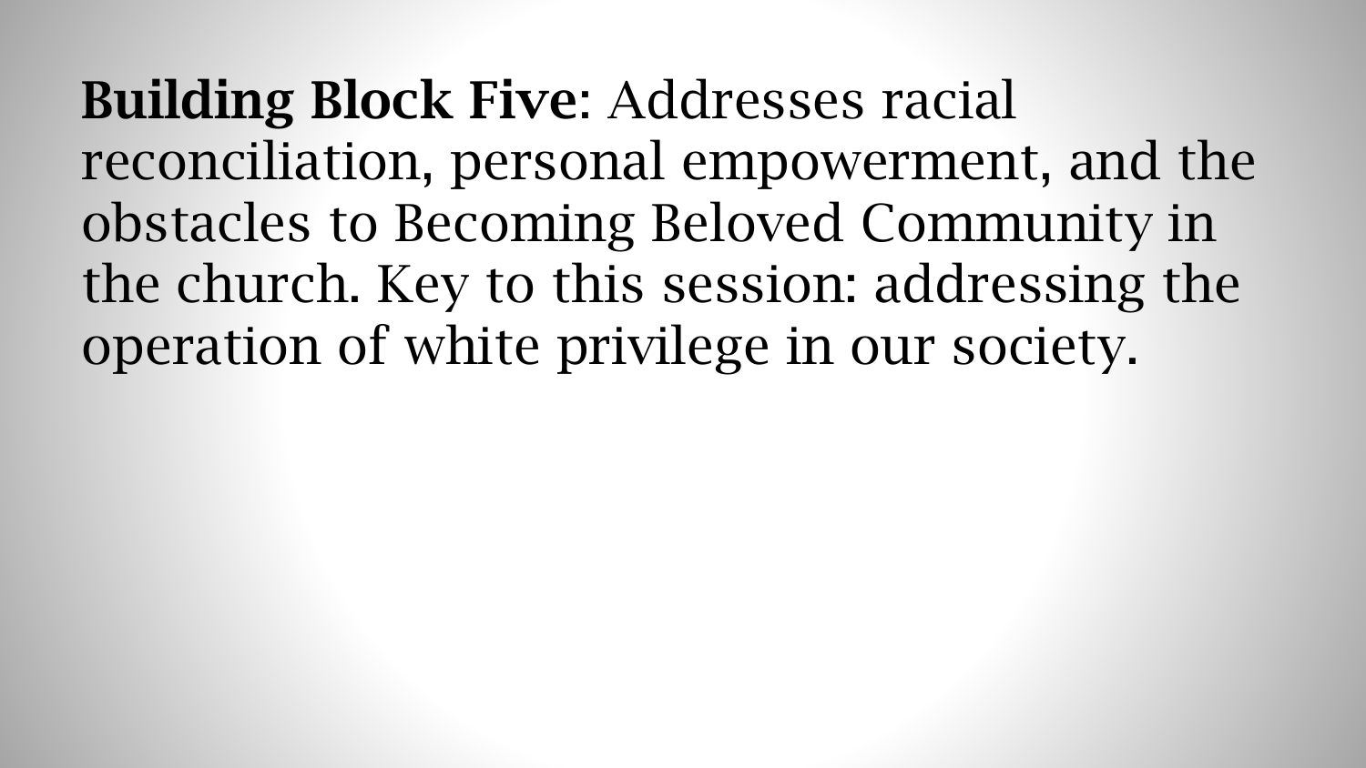**Building Block Five**: Addresses racial reconciliation, personal empowerment, and the obstacles to Becoming Beloved Community in the church. Key to this session: addressing the operation of white privilege in our society.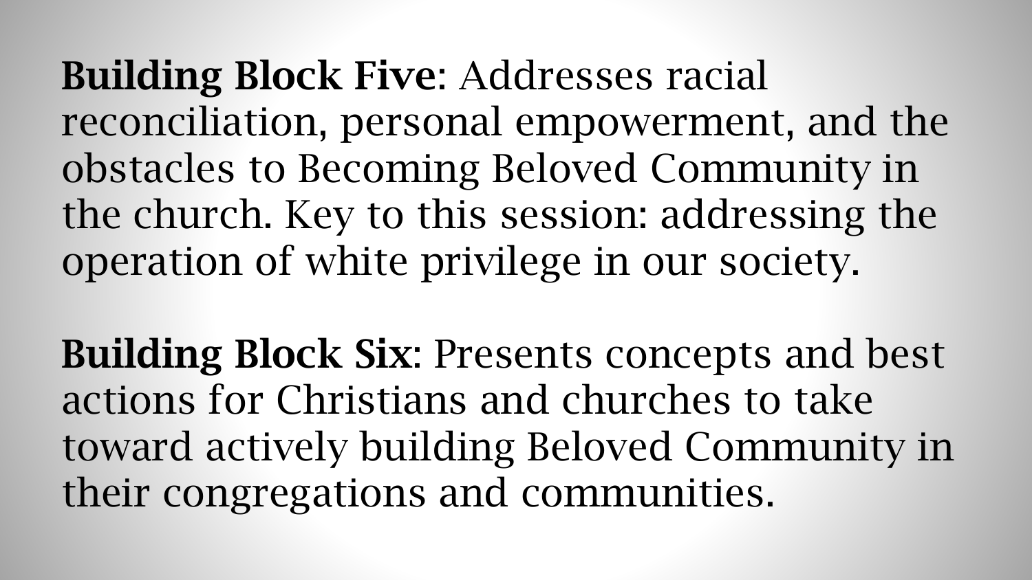**Building Block Five**: Addresses racial reconciliation, personal empowerment, and the obstacles to Becoming Beloved Community in the church. Key to this session: addressing the operation of white privilege in our society.

**Building Block Six**: Presents concepts and best actions for Christians and churches to take toward actively building Beloved Community in their congregations and communities.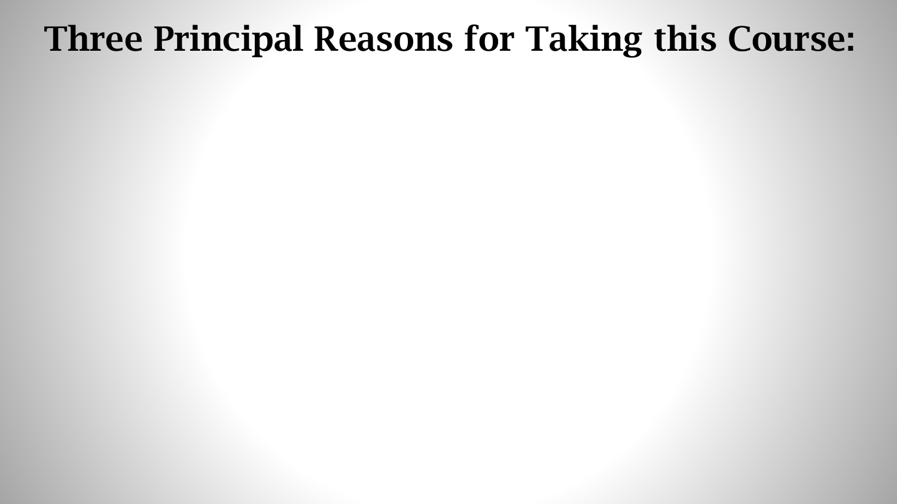# Three Principal Reasons for Taking this Course: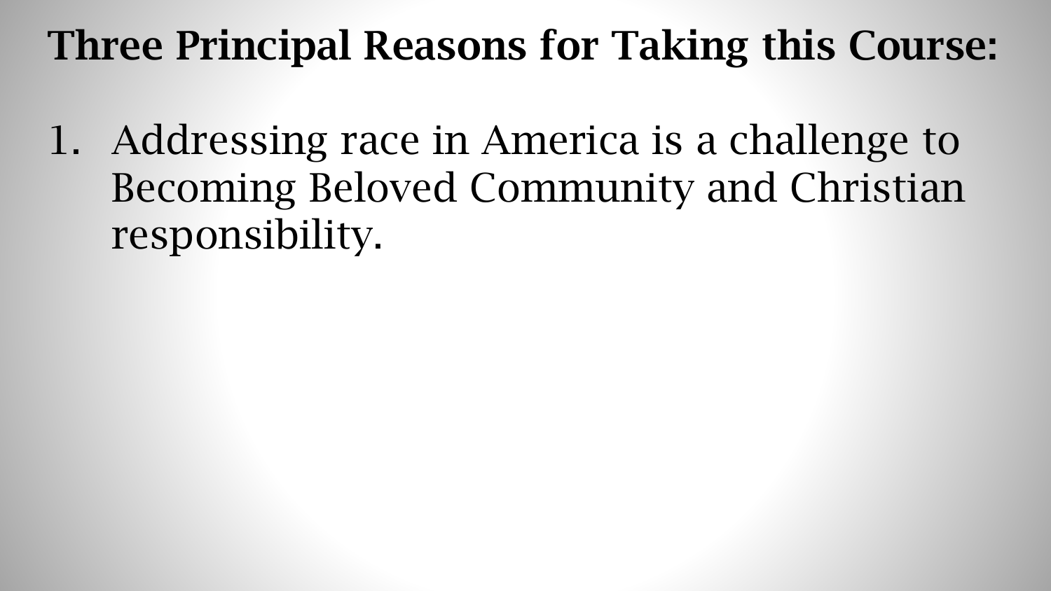# Three Principal Reasons for Taking this Course:

1. Addressing race in America is a challenge to Becoming Beloved Community and Christian responsibility.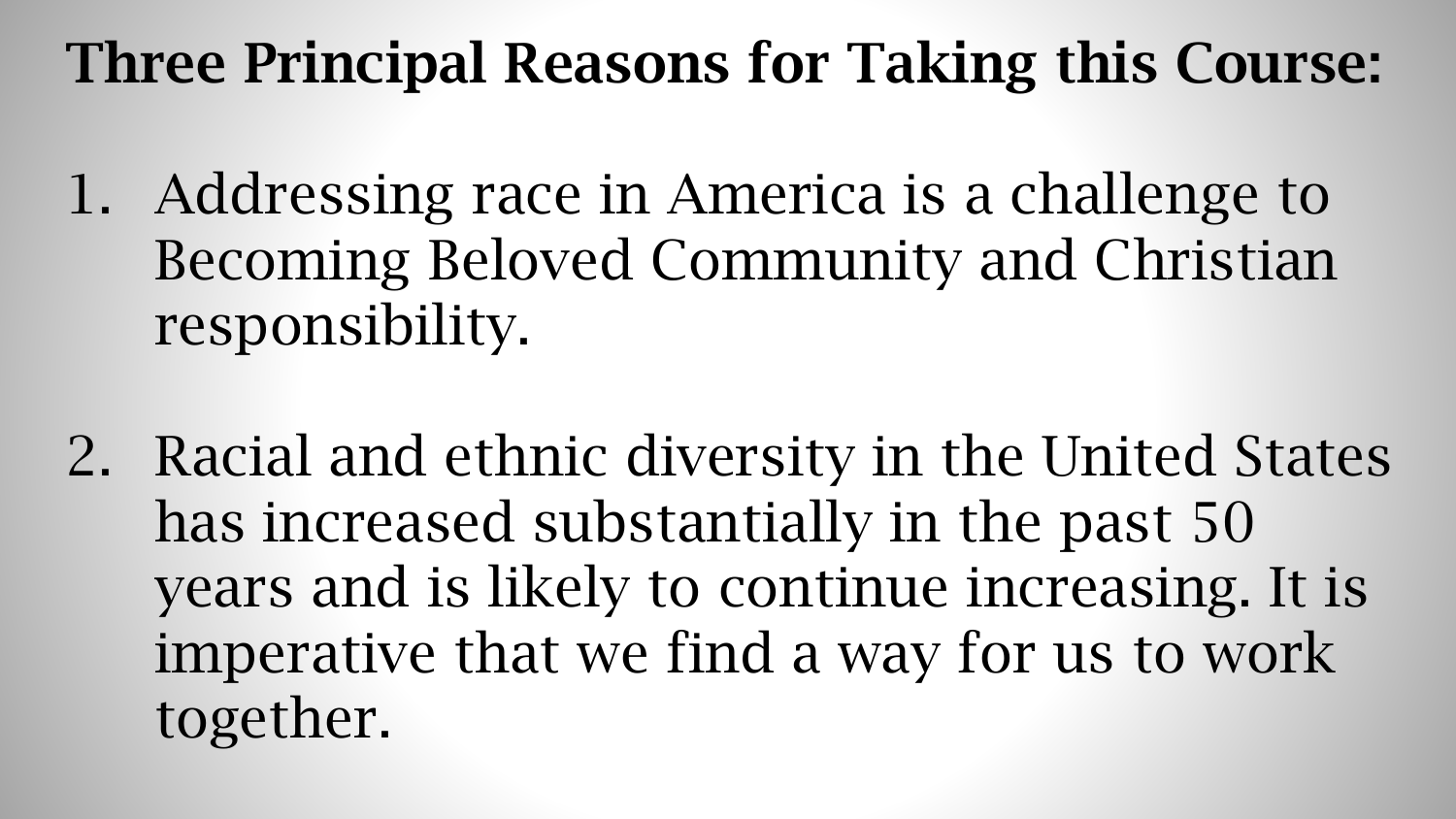# Three Principal Reasons for Taking this Course:

1. Addressing race in America is a challenge to Becoming Beloved Community and Christian responsibility.

2. Racial and ethnic diversity in the United States has increased substantially in the past 50 years and is likely to continue increasing. It is imperative that we find a way for us to work together.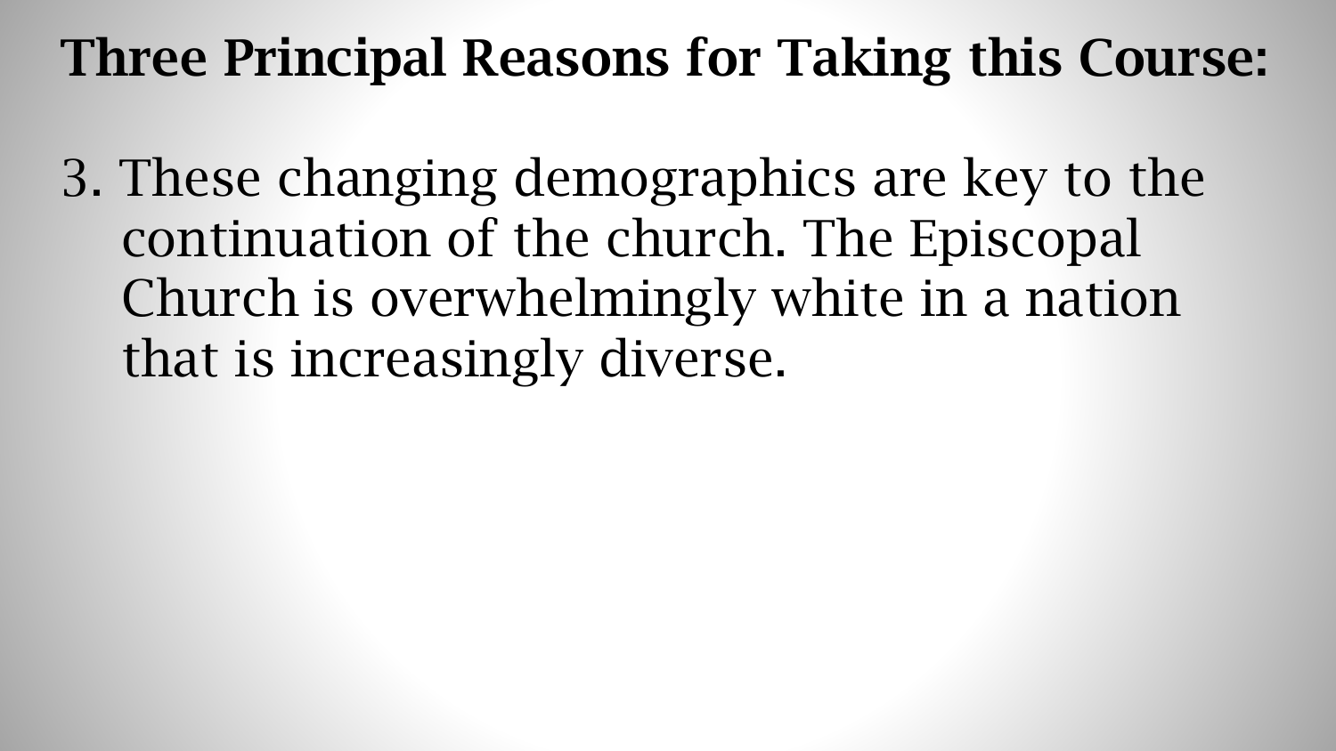# Three Principal Reasons for Taking this Course:

3. These changing demographics are key to the continuation of the church. The Episcopal Church is overwhelmingly white in a nation that is increasingly diverse.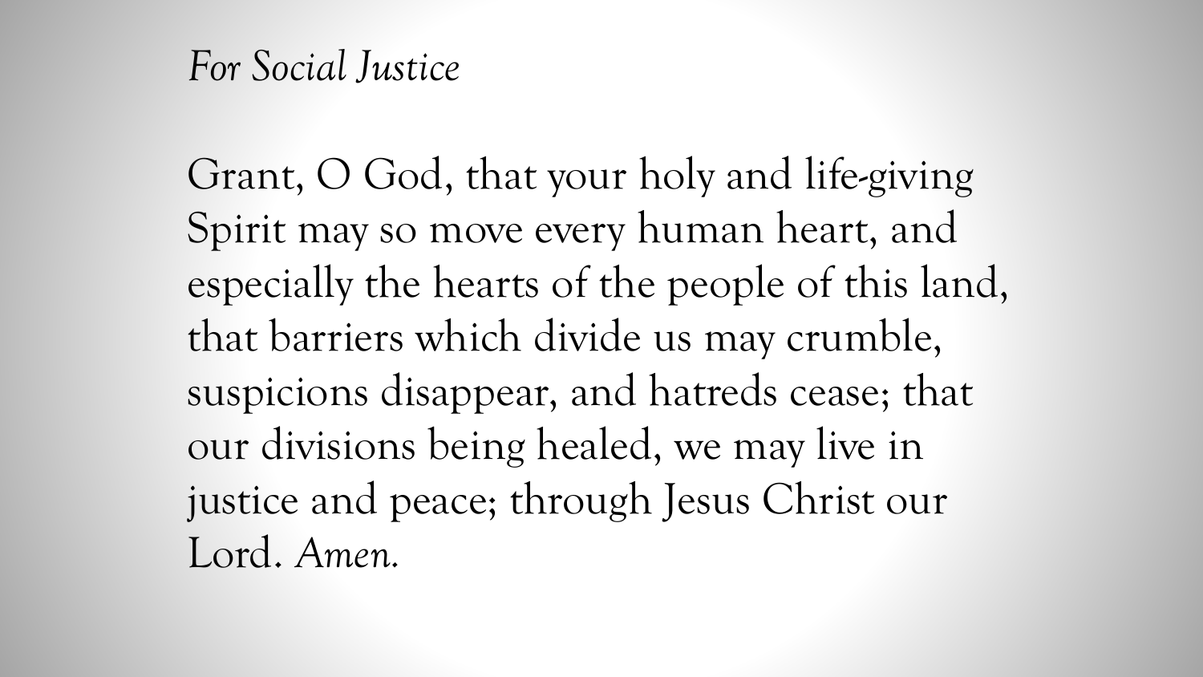*For Social Justice*

Grant, O God, that your holy and life-giving Spirit may so move every human heart, and especially the hearts of the people of this land, that barriers which divide us may crumble, suspicions disappear, and hatreds cease; that our divisions being healed, we may live in justice and peace; through Jesus Christ our Lord. *Amen.*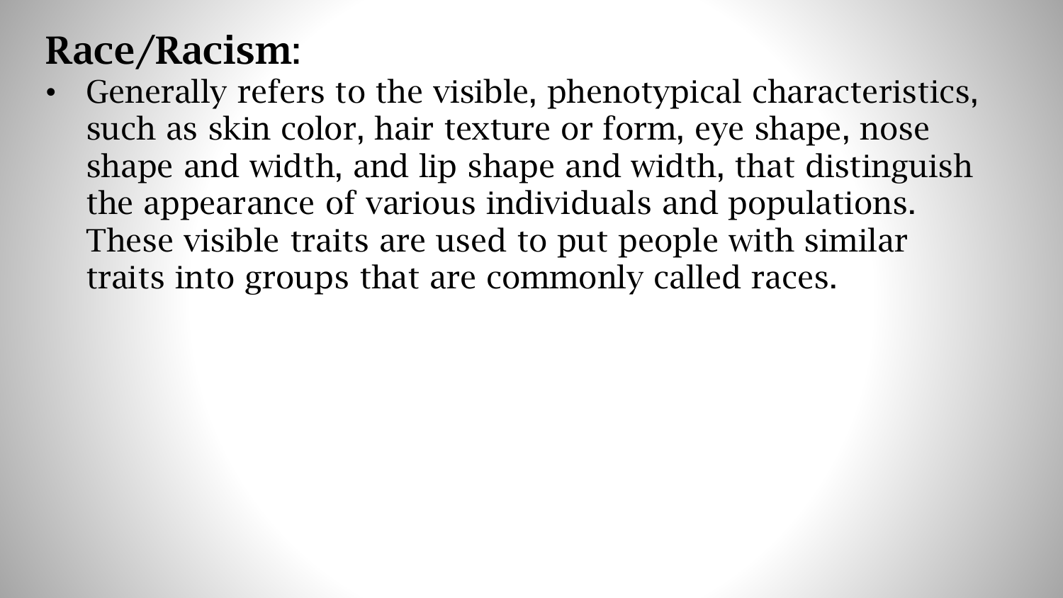## Race/Racism:

- Generally refers to the visible, phenotypical characteristics, such as skin color, hair texture or form, eye shape, nose shape and width, and lip shape and width, that distinguish the appearance of various individuals and populations. These visible traits are used to put people with similar traits into groups that are commonly called races.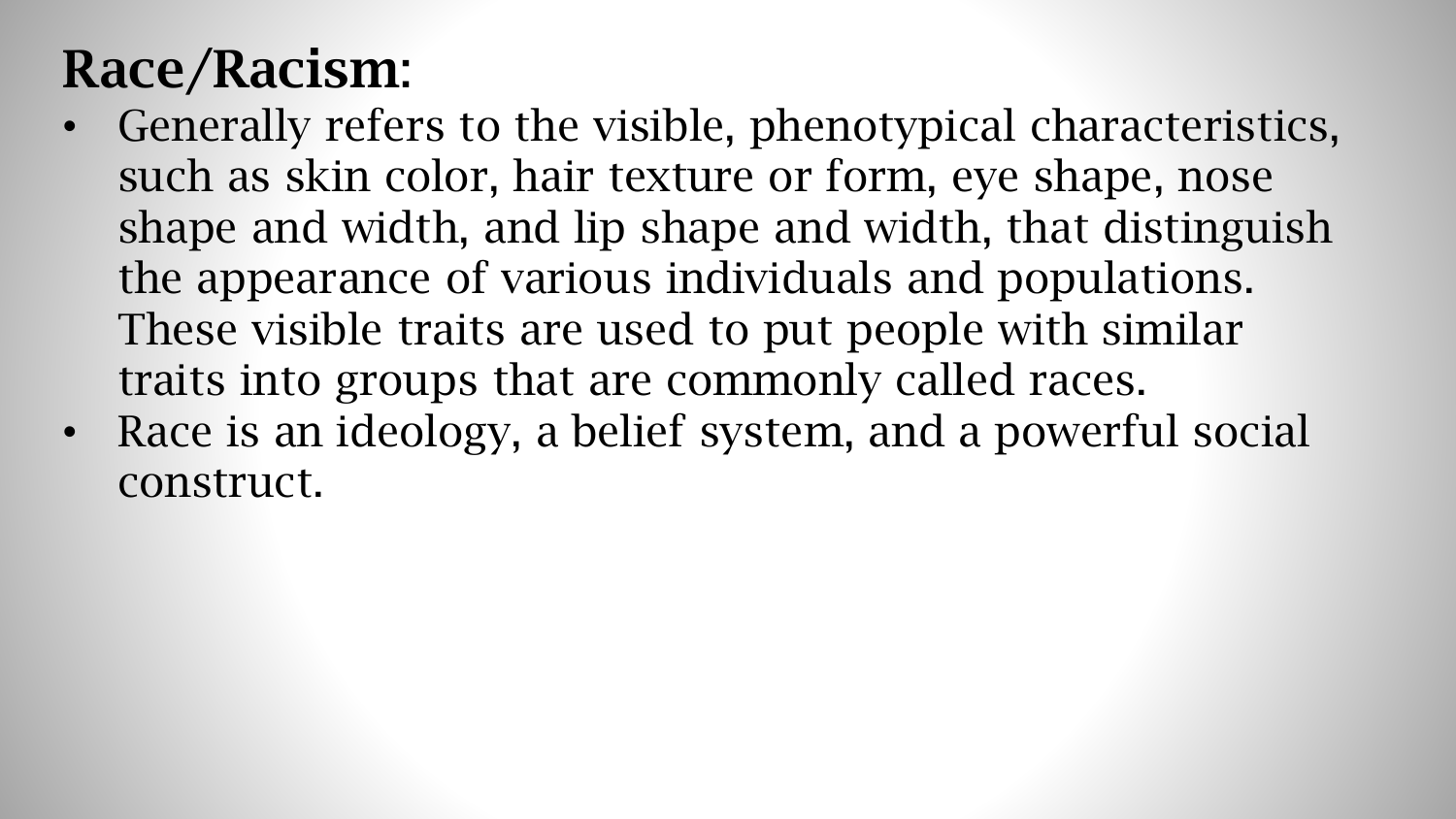## Race/Racism:

- Generally refers to the visible, phenotypical characteristics, such as skin color, hair texture or form, eye shape, nose shape and width, and lip shape and width, that distinguish the appearance of various individuals and populations. These visible traits are used to put people with similar traits into groups that are commonly called races.
- Race is an ideology, a belief system, and a powerful social construct.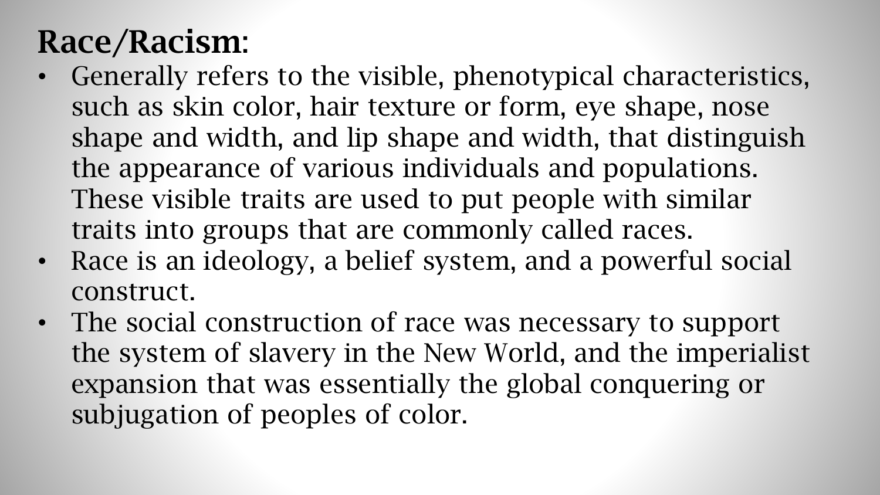## Race/Racism:

- Generally refers to the visible, phenotypical characteristics, such as skin color, hair texture or form, eye shape, nose shape and width, and lip shape and width, that distinguish the appearance of various individuals and populations. These visible traits are used to put people with similar traits into groups that are commonly called races.
- Race is an ideology, a belief system, and a powerful social construct.
- The social construction of race was necessary to support the system of slavery in the New World, and the imperialist expansion that was essentially the global conquering or subjugation of peoples of color.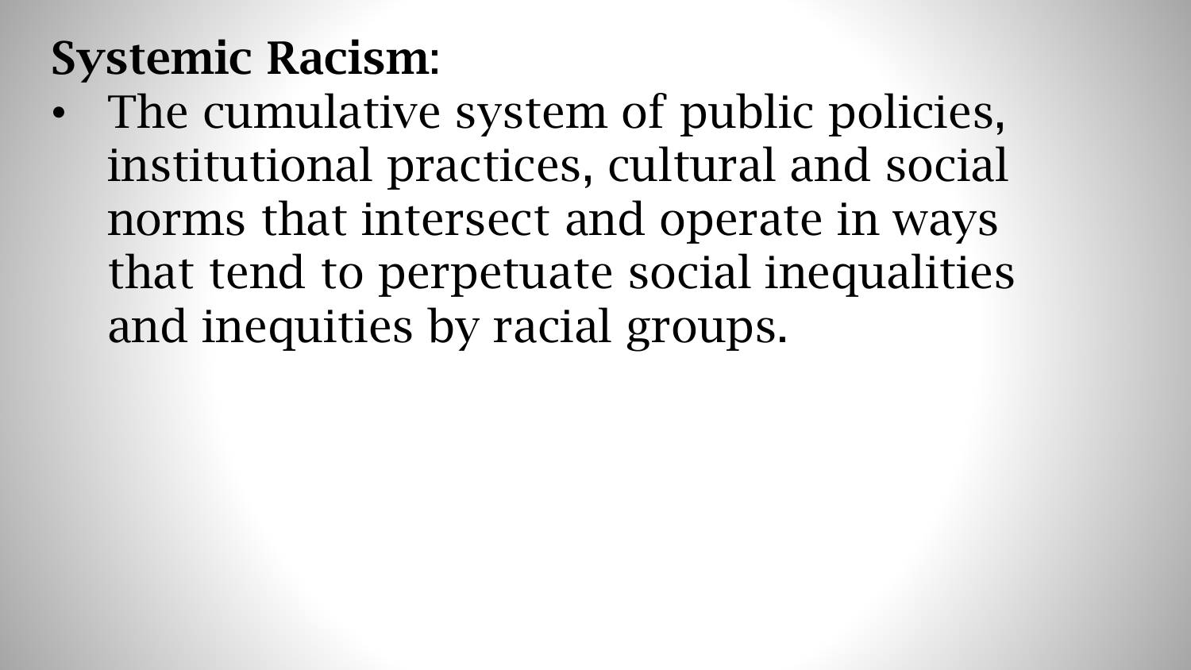**Systemic Racism:**

- The cumulative system of public policies, institutional practices, cultural and social norms that intersect and operate in ways that tend to perpetuate social inequalities and inequities by racial groups.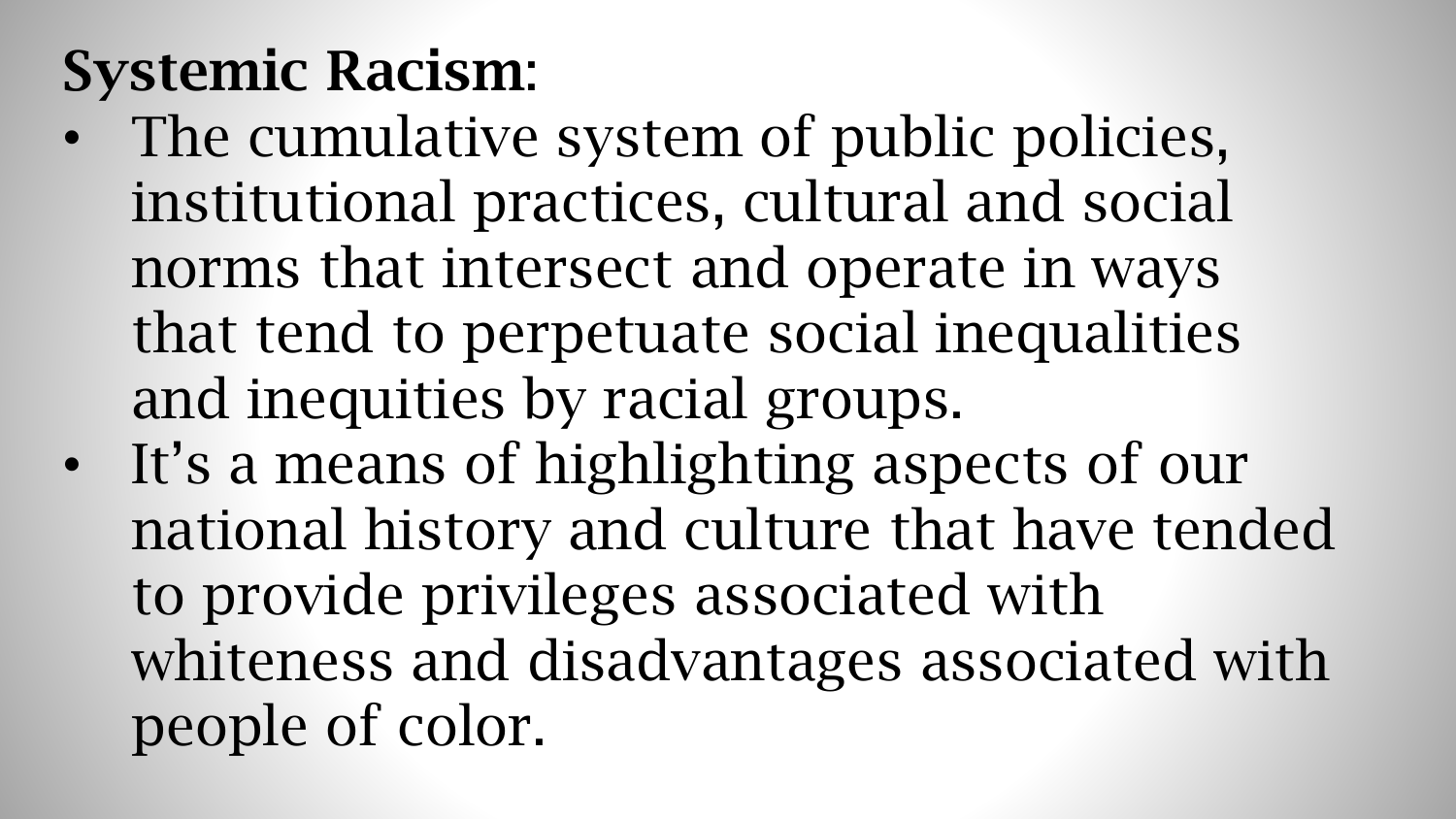**Systemic Racism**:

- The cumulative system of public policies, institutional practices, cultural and social norms that intersect and operate in ways that tend to perpetuate social inequalities and inequities by racial groups.
- It's a means of highlighting aspects of our national history and culture that have tended to provide privileges associated with whiteness and disadvantages associated with people of color.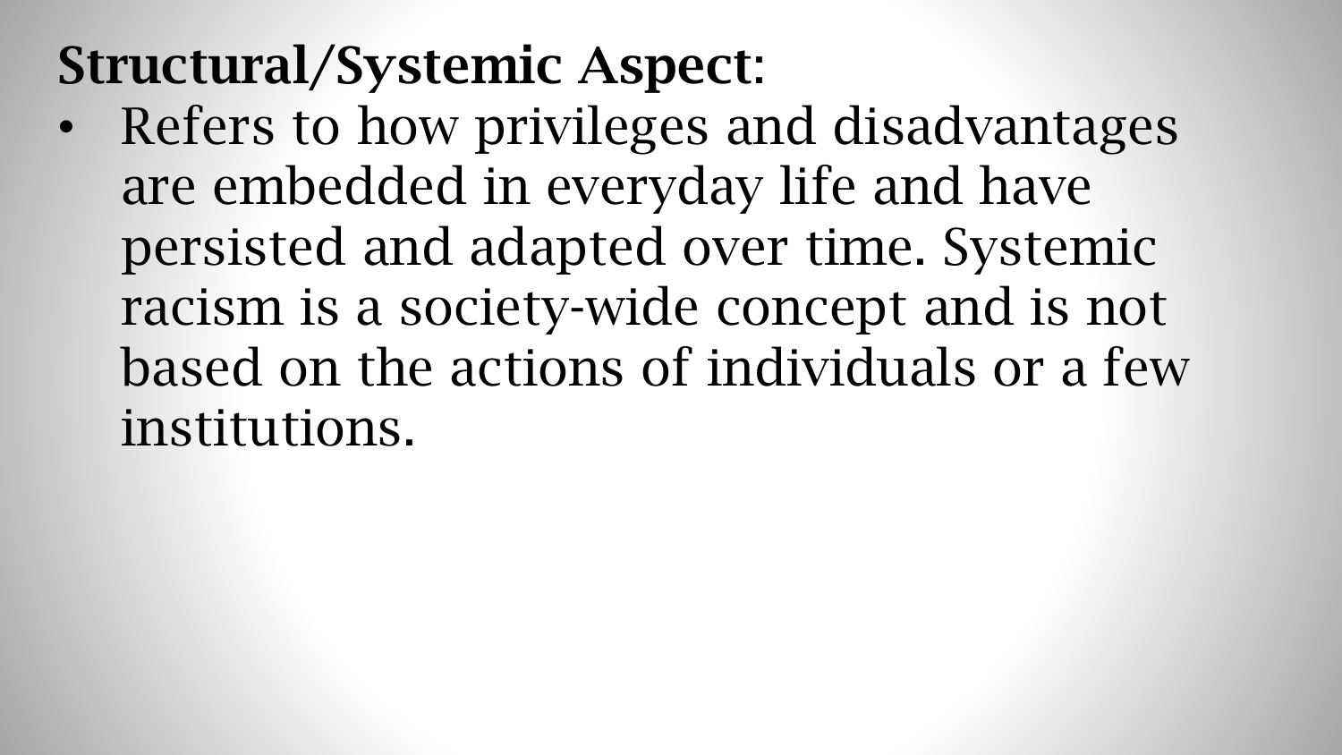**Structural/Systemic Aspect**:

- Refers to how privileges and disadvantages are embedded in everyday life and have persisted and adapted over time. Systemic racism is a society-wide concept and is not based on the actions of individuals or a few institutions.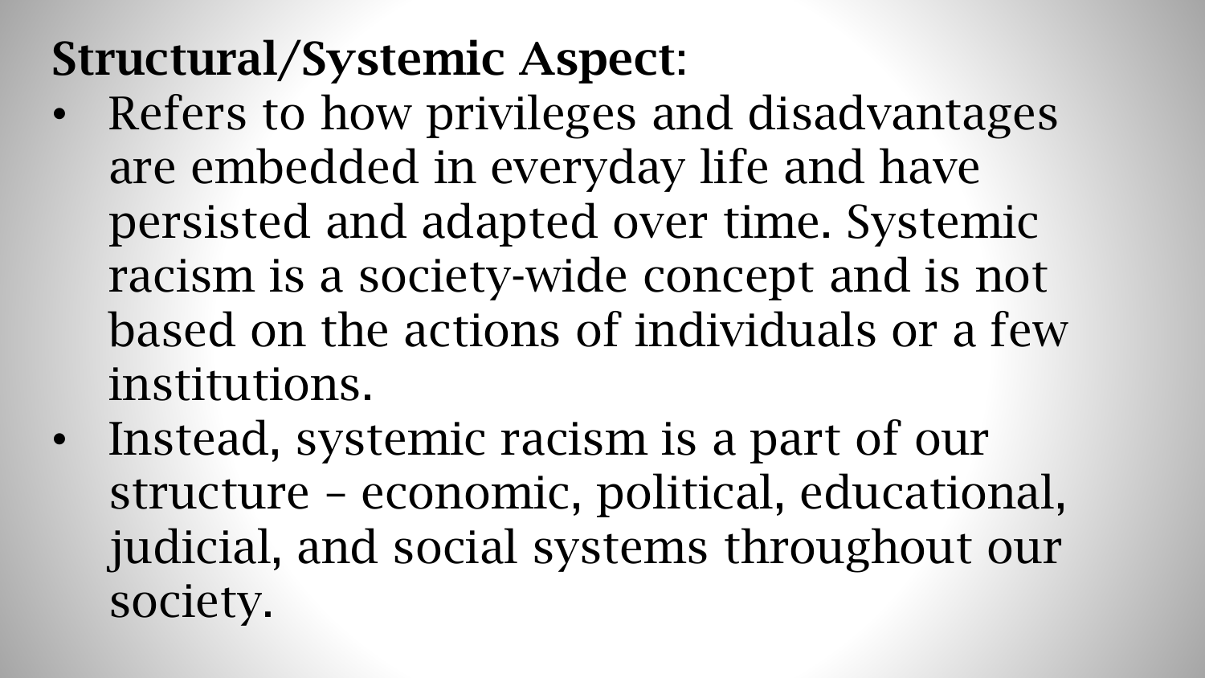**Structural/Systemic Aspect**:

- Refers to how privileges and disadvantages are embedded in everyday life and have persisted and adapted over time. Systemic racism is a society-wide concept and is not based on the actions of individuals or a few institutions.
- Instead, systemic racism is a part of our structure – economic, political, educational, judicial, and social systems throughout our society.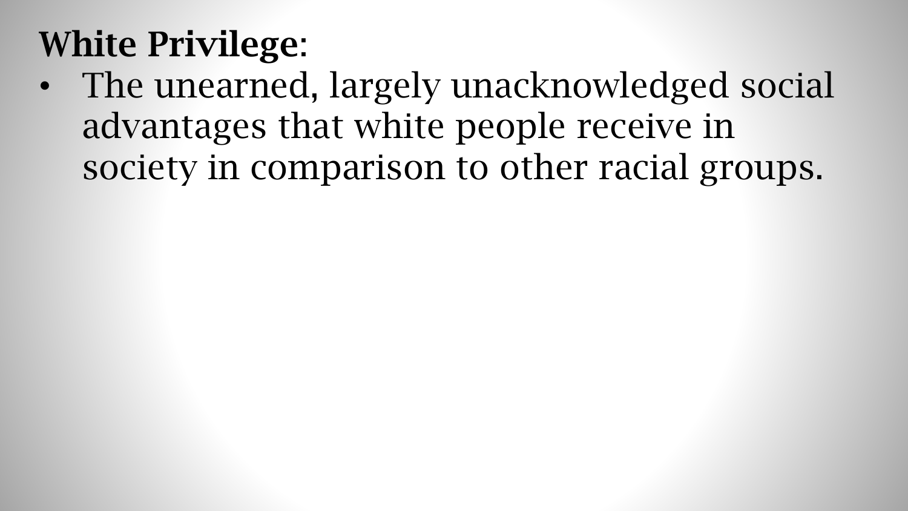**White Privilege**:

- The unearned, largely unacknowledged social advantages that white people receive in society in comparison to other racial groups.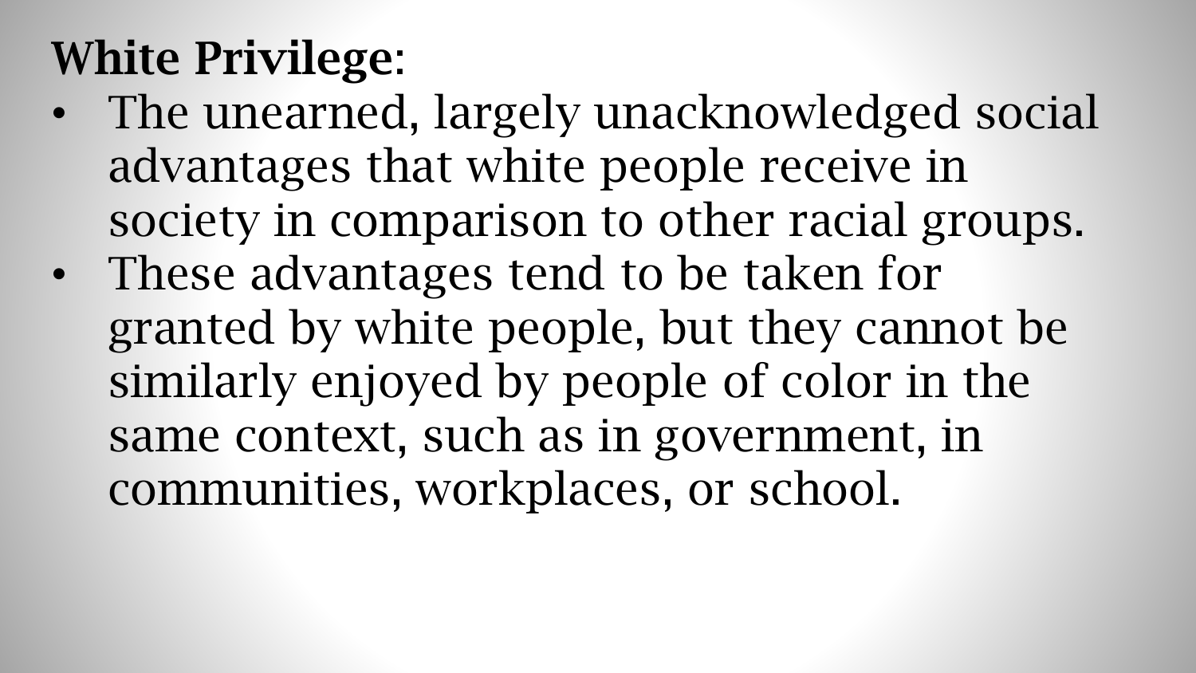**White Privilege**:

- The unearned, largely unacknowledged social advantages that white people receive in society in comparison to other racial groups.
- These advantages tend to be taken for granted by white people, but they cannot be similarly enjoyed by people of color in the same context, such as in government, in communities, workplaces, or school.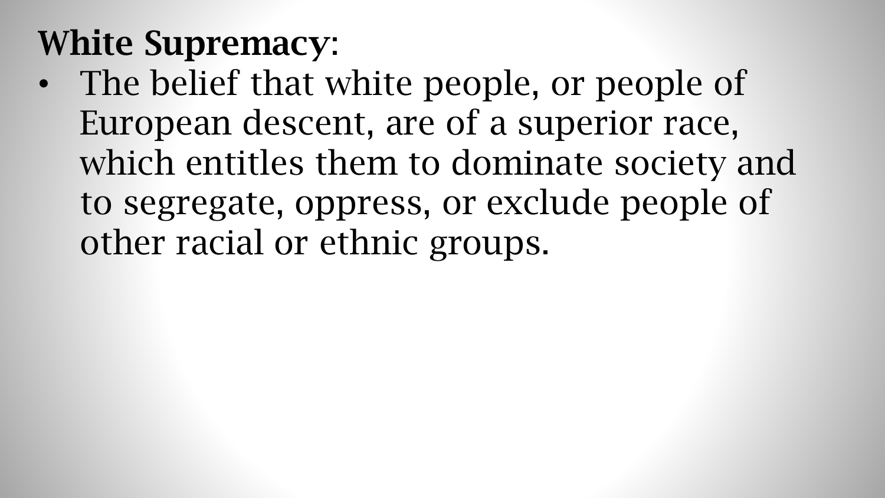**White Supremacy**:

- The belief that white people, or people of European descent, are of a superior race, which entitles them to dominate society and to segregate, oppress, or exclude people of other racial or ethnic groups.